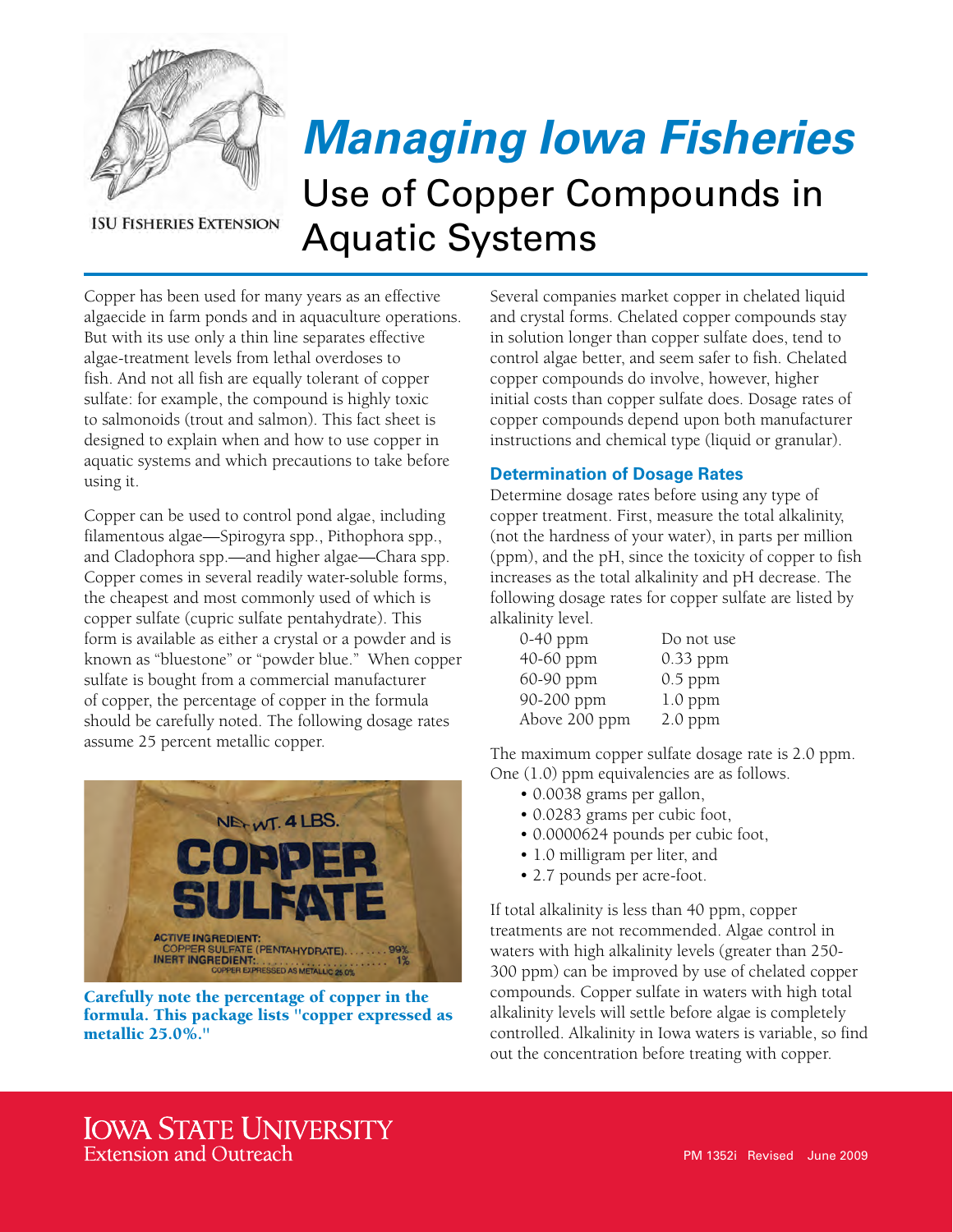# *Managing Iowa Fisheries*

## Use of Copper Compounds in Aquatic Systems

ISU Fisheries Extension

Copper has been used for many years as an effective algaecide in farm ponds and in aquaculture operations. But with its use only a thin line separates effective algae-treatment levels from lethal overdoses to fish. And not all fish are equally tolerant of copper sulfate: for example, the compound is highly toxic to salmonoids (trout and salmon). This fact sheet is designed to explain when and how to use copper in aquatic systems and which precautions to take before using it.

Copper can be used to control pond algae, including filamentous algae—Spirogyra spp., Pithophora spp., and Cladophora spp.—and higher algae—Chara spp. Copper comes in several readily water-soluble forms, the cheapest and most commonly used of which is copper sulfate (cupric sulfate pentahydrate). This form is available as either a crystal or a powder and is known as "bluestone" or "powder blue." When copper sulfate is bought from a commercial manufacturer of copper, the percentage of copper in the formula should be carefully noted. The following dosage rates assume 25 percent metallic copper.

**Carefully note the percentage of copper in the formula. This package lists "copper expressed as metallic 25.0%."**

Several companies market copper in chelated liquid and crystal forms. Chelated copper compounds stay in solution longer than copper sulfate does, tend to control algae better, and seem safer to fish. Chelated copper compounds do involve, however, higher initial costs than copper sulfate does. Dosage rates of copper compounds depend upon both manufacturer instructions and chemical type (liquid or granular).

### Determination of Dosage Rates

Determine dosage rates before using any type of copper treatment. First, measure the total alkalinity, (not the hardness of your water), in parts per million (ppm), and the pH, since the toxicity of copper to fish increases as the total alkalinity and pH decrease. The following dosage rates for copper sulfate are listed by alkalinity level.

| | |
|---|---|
| 0-40 ppm | Do not use |
| 40-60 ppm | 0.33 ppm |
| 60-90 ppm | 0.5 ppm |
| 90-200 ppm | 1.0 ppm |
| Above 200 ppm | 2.0 ppm |

The maximum copper sulfate dosage rate is 2.0 ppm. One (1.0) ppm equivalencies are as follows.

- 0.0038 grams per gallon,
- 0.0283 grams per cubic foot,
- 0.0000624 pounds per cubic foot,
- 1.0 milligram per liter, and
- 2.7 pounds per acre-foot.

If total alkalinity is less than 40 ppm, copper treatments are not recommended. Algae control in waters with high alkalinity levels (greater than 250-300 ppm) can be improved by use of chelated copper compounds. Copper sulfate in waters with high total alkalinity levels will settle before algae is completely controlled. Alkalinity in Iowa waters is variable, so find out the concentration before treating with copper.

Iowa State University Extension and Outreach

PM 1352i Revised June 2009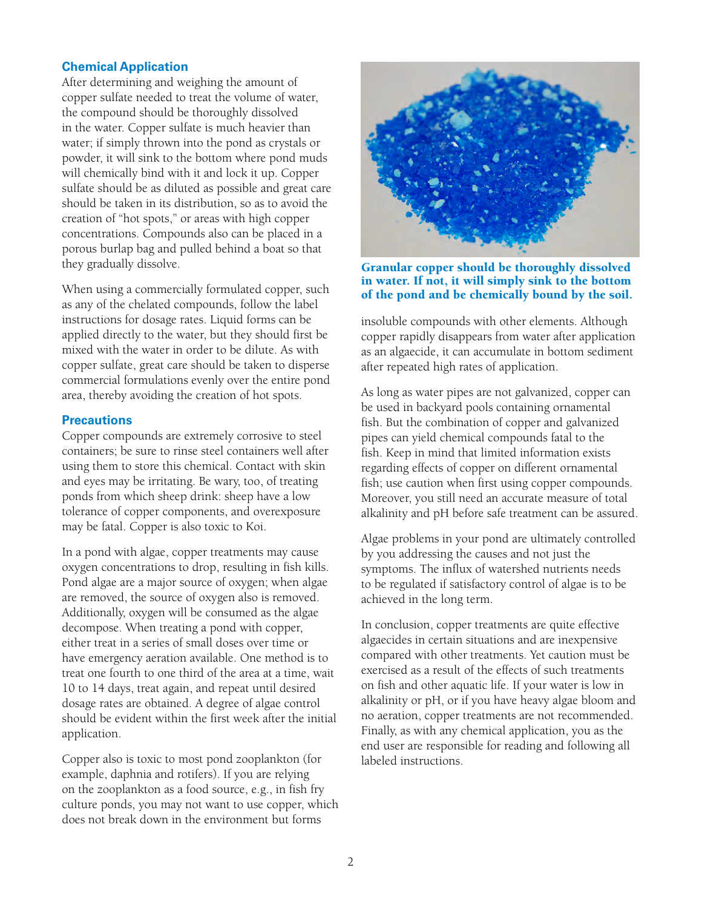## Chemical Application

After determining and weighing the amount of copper sulfate needed to treat the volume of water, the compound should be thoroughly dissolved in the water. Copper sulfate is much heavier than water; if simply thrown into the pond as crystals or powder, it will sink to the bottom where pond muds will chemically bind with it and lock it up. Copper sulfate should be as diluted as possible and great care should be taken in its distribution, so as to avoid the creation of "hot spots," or areas with high copper concentrations. Compounds also can be placed in a porous burlap bag and pulled behind a boat so that they gradually dissolve.

When using a commercially formulated copper, such as any of the chelated compounds, follow the label instructions for dosage rates. Liquid forms can be applied directly to the water, but they should first be mixed with the water in order to be dilute. As with copper sulfate, great care should be taken to disperse commercial formulations evenly over the entire pond area, thereby avoiding the creation of hot spots.

## Precautions

Copper compounds are extremely corrosive to steel containers; be sure to rinse steel containers well after using them to store this chemical. Contact with skin and eyes may be irritating. Be wary, too, of treating ponds from which sheep drink: sheep have a low tolerance of copper components, and overexposure may be fatal. Copper is also toxic to Koi.

In a pond with algae, copper treatments may cause oxygen concentrations to drop, resulting in fish kills. Pond algae are a major source of oxygen; when algae are removed, the source of oxygen also is removed. Additionally, oxygen will be consumed as the algae decompose. When treating a pond with copper, either treat in a series of small doses over time or have emergency aeration available. One method is to treat one fourth to one third of the area at a time, wait 10 to 14 days, treat again, and repeat until desired dosage rates are obtained. A degree of algae control should be evident within the first week after the initial application.

Copper also is toxic to most pond zooplankton (for example, daphnia and rotifers). If you are relying on the zooplankton as a food source, e.g., in fish fry culture ponds, you may not want to use copper, which does not break down in the environment but forms insoluble compounds with other elements. Although copper rapidly disappears from water after application as an algaecide, it can accumulate in bottom sediment after repeated high rates of application.

**Granular copper should be thoroughly dissolved in water. If not, it will simply sink to the bottom of the pond and be chemically bound by the soil.**

As long as water pipes are not galvanized, copper can be used in backyard pools containing ornamental fish. But the combination of copper and galvanized pipes can yield chemical compounds fatal to the fish. Keep in mind that limited information exists regarding effects of copper on different ornamental fish; use caution when first using copper compounds. Moreover, you still need an accurate measure of total alkalinity and pH before safe treatment can be assured.

Algae problems in your pond are ultimately controlled by you addressing the causes and not just the symptoms. The influx of watershed nutrients needs to be regulated if satisfactory control of algae is to be achieved in the long term.

In conclusion, copper treatments are quite effective algaecides in certain situations and are inexpensive compared with other treatments. Yet caution must be exercised as a result of the effects of such treatments on fish and other aquatic life. If your water is low in alkalinity or pH, or if you have heavy algae bloom and no aeration, copper treatments are not recommended. Finally, as with any chemical application, you as the end user are responsible for reading and following all labeled instructions.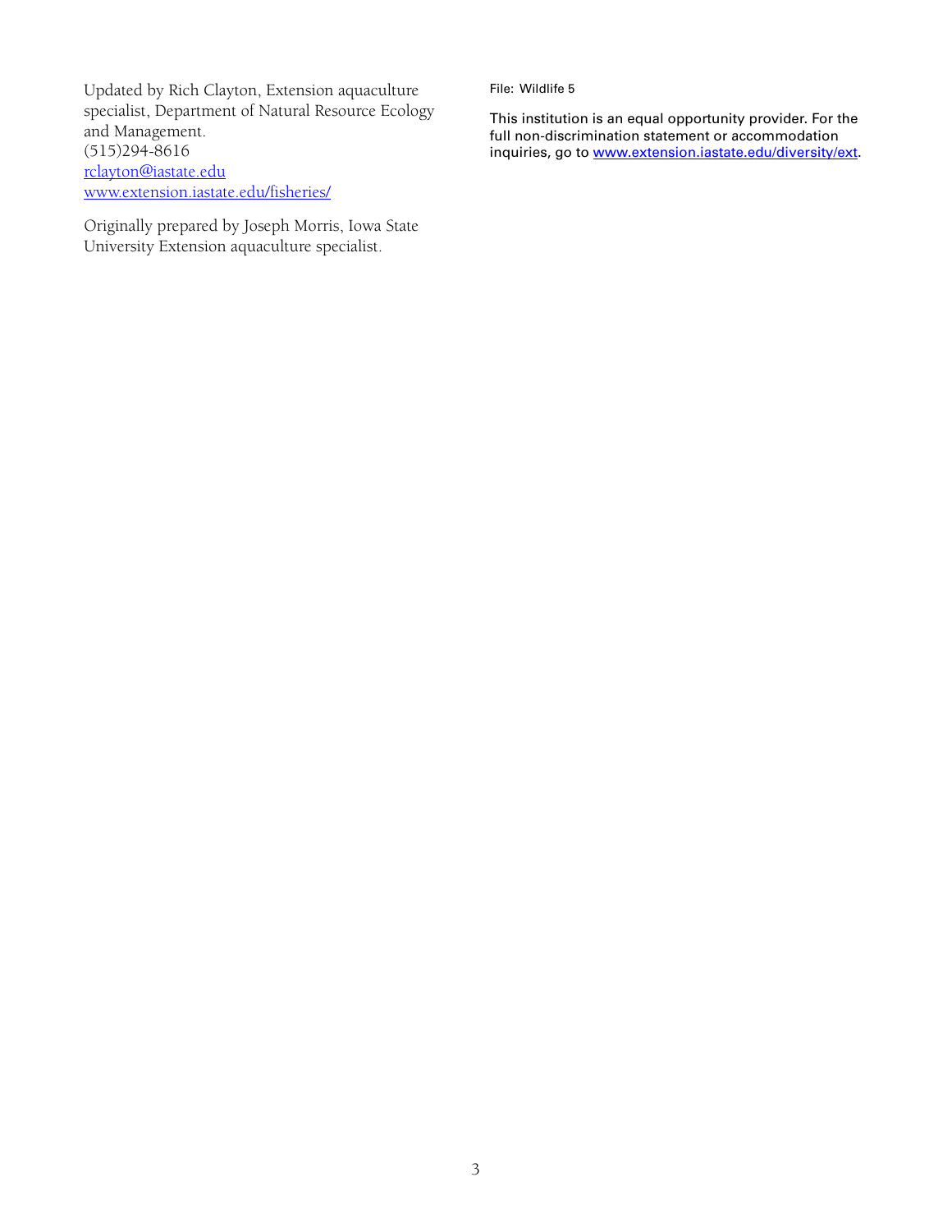Updated by Rich Clayton, Extension aquaculture specialist, Department of Natural Resource Ecology and Management.
(515)294-8616
rclayton@iastate.edu
www.extension.iastate.edu/fisheries/

Originally prepared by Joseph Morris, Iowa State University Extension aquaculture specialist.

File: Wildlife 5

This institution is an equal opportunity provider. For the full non-discrimination statement or accommodation inquiries, go to www.extension.iastate.edu/diversity/ext.